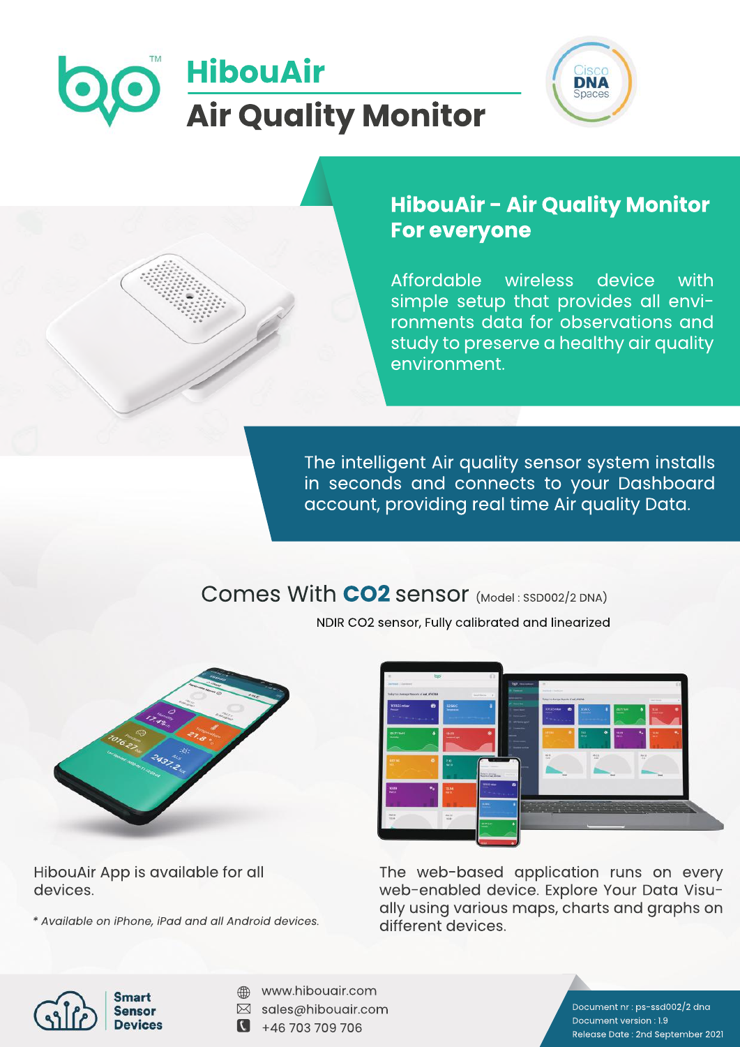# HibouAir
## Air Quality Monitor

Cisco DNA Spaces

## HibouAir - Air Quality Monitor For everyone

Affordable wireless device with simple setup that provides all environments data for observations and study to preserve a healthy air quality environment.

The intelligent Air quality sensor system installs in seconds and connects to your Dashboard account, providing real time Air quality Data.

## Comes With **CO2** sensor (Model : SSD002/2 DNA)

NDIR CO2 sensor, Fully calibrated and linearized

HibouAir App is available for all devices.

*\* Available on iPhone, iPad and all Android devices.*

The web-based application runs on every web-enabled device. Explore Your Data Visually using various maps, charts and graphs on different devices.

**Smart Sensor Devices**

www.hibouair.com
sales@hibouair.com
+46 703 709 706

Document nr : ps-ssd002/2 dna
Document version : 1.9
Release Date : 2nd September 2021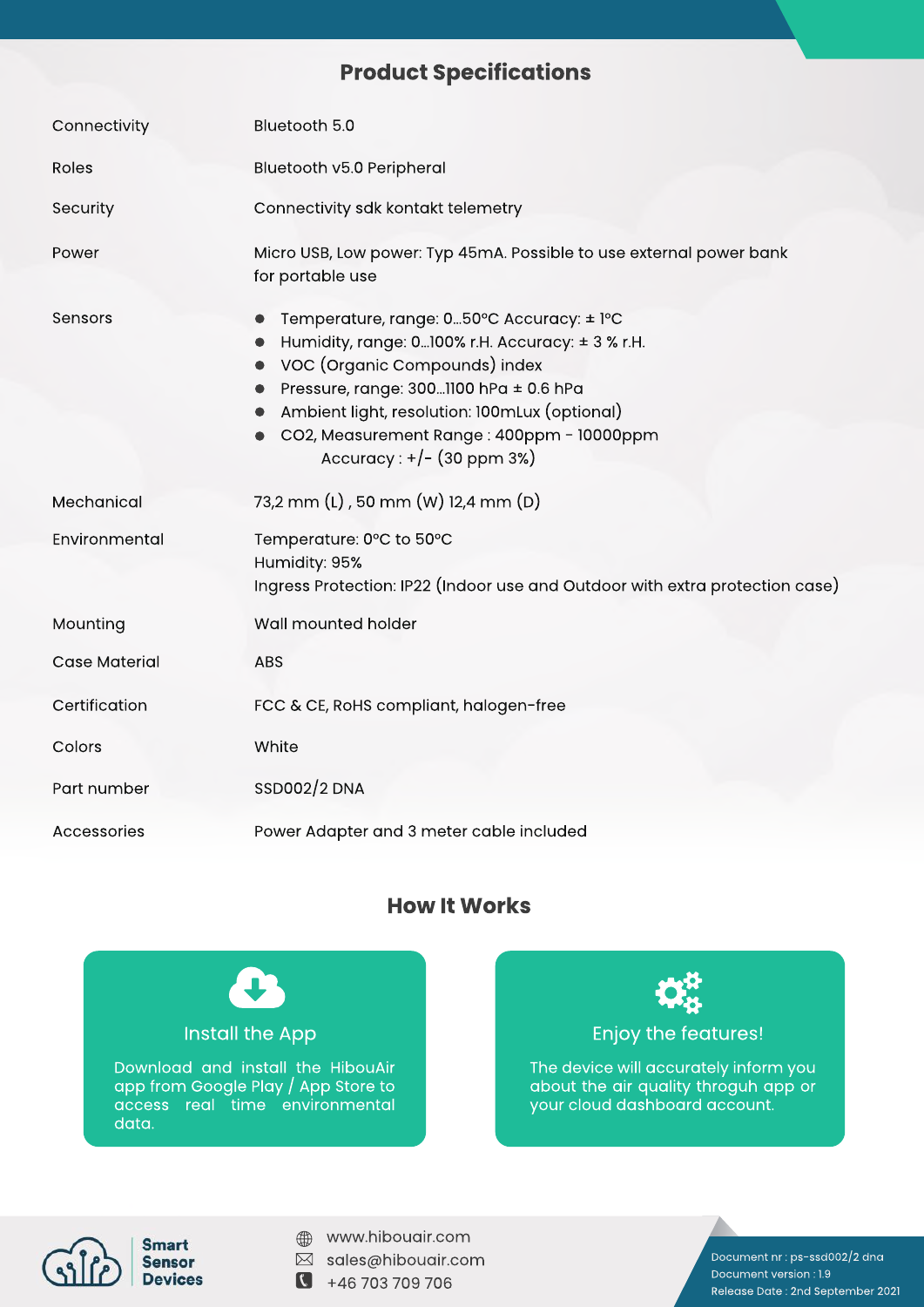## Product Specifications

| | |
|---|---|
| Connectivity | Bluetooth 5.0 |
| Roles | Bluetooth v5.0 Peripheral |
| Security | Connectivity sdk kontakt telemetry |
| Power | Micro USB, Low power: Typ 45mA. Possible to use external power bank for portable use |
| Sensors | • Temperature, range: 0...50°C Accuracy: ± 1°C<br>• Humidity, range: 0...100% r.H. Accuracy: ± 3 % r.H.<br>• VOC (Organic Compounds) index<br>• Pressure, range: 300...1100 hPa ± 0.6 hPa<br>• Ambient light, resolution: 100mLux (optional)<br>• $CO_2$, Measurement Range : 400ppm - 10000ppm Accuracy : +/- (30 ppm 3%) |
| Mechanical | 73,2 mm (L) , 50 mm (W) 12,4 mm (D) |
| Environmental | Temperature: 0°C to 50°C<br>Humidity: 95%<br>Ingress Protection: IP22 (Indoor use and Outdoor with extra protection case) |
| Mounting | Wall mounted holder |
| Case Material | ABS |
| Certification | FCC & CE, RoHS compliant, halogen-free |
| Colors | White |
| Part number | SSD002/2 DNA |
| Accessories | Power Adapter and 3 meter cable included |

## How It Works

### Install the App

Download and install the HibouAir app from Google Play / App Store to access real time environmental data.

### Enjoy the features!

The device will accurately inform you about the air quality throguh app or your cloud dashboard account.

Smart Sensor Devices

www.hibouair.com
sales@hibouair.com
+46 703 709 706

Document nr : ps-ssd002/2 dna
Document version : 1.9
Release Date : 2nd September 2021